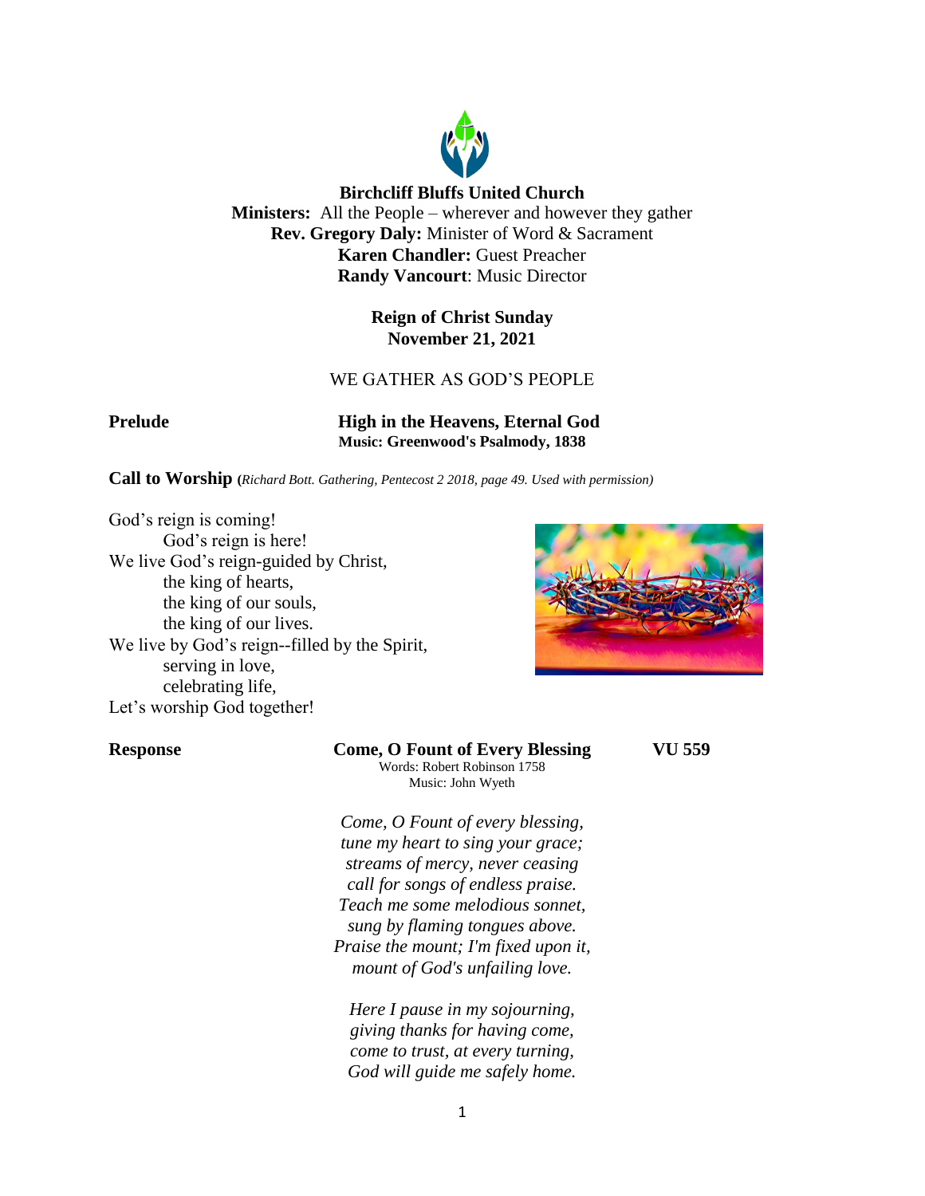**Birchcliff Bluffs United Church**
**Ministers:** All the People – wherever and however they gather
**Rev. Gregory Daly:** Minister of Word & Sacrament
**Karen Chandler:** Guest Preacher
**Randy Vancourt**: Music Director

**Reign of Christ Sunday**
**November 21, 2021**

WE GATHER AS GOD'S PEOPLE

**Prelude** **High in the Heavens, Eternal God**
**Music: Greenwood's Psalmody, 1838**

**Call to Worship** (*Richard Bott. Gathering, Pentecost 2 2018, page 49. Used with permission)*

God's reign is coming!
God's reign is here!
We live God's reign-guided by Christ,
the king of hearts,
the king of our souls,
the king of our lives.
We live by God's reign--filled by the Spirit,
serving in love,
celebrating life,
Let's worship God together!

**Response** **Come, O Fount of Every Blessing** **VU 559**
Words: Robert Robinson 1758
Music: John Wyeth

*Come, O Fount of every blessing,*
*tune my heart to sing your grace;*
*streams of mercy, never ceasing*
*call for songs of endless praise.*
*Teach me some melodious sonnet,*
*sung by flaming tongues above.*
*Praise the mount; I'm fixed upon it,*
*mount of God's unfailing love.*

*Here I pause in my sojourning,*
*giving thanks for having come,*
*come to trust, at every turning,*
*God will guide me safely home.*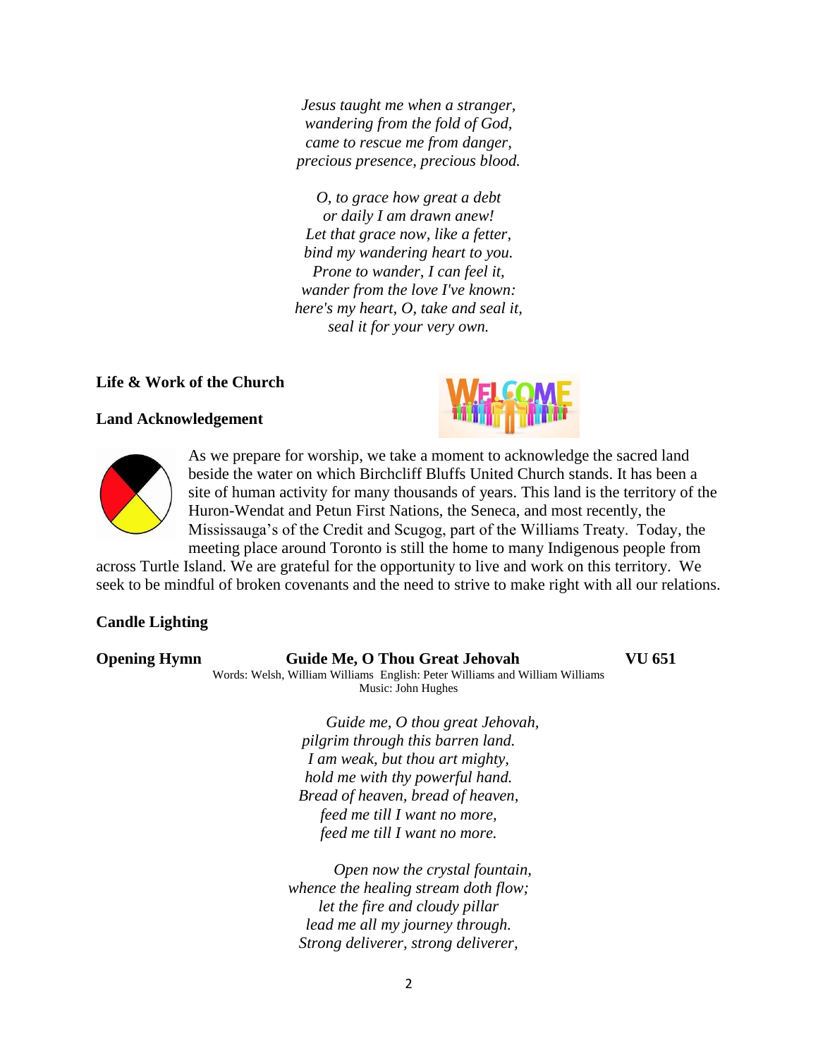*Jesus taught me when a stranger,*
*wandering from the fold of God,*
*came to rescue me from danger,*
*precious presence, precious blood.*

*O, to grace how great a debt*
*or daily I am drawn anew!*
*Let that grace now, like a fetter,*
*bind my wandering heart to you.*
*Prone to wander, I can feel it,*
*wander from the love I've known:*
*here's my heart, O, take and seal it,*
*seal it for your very own.*

**Life & Work of the Church**

**Land Acknowledgement**

As we prepare for worship, we take a moment to acknowledge the sacred land beside the water on which Birchcliff Bluffs United Church stands. It has been a site of human activity for many thousands of years. This land is the territory of the Huron-Wendat and Petun First Nations, the Seneca, and most recently, the Mississauga's of the Credit and Scugog, part of the Williams Treaty. Today, the meeting place around Toronto is still the home to many Indigenous people from across Turtle Island. We are grateful for the opportunity to live and work on this territory. We seek to be mindful of broken covenants and the need to strive to make right with all our relations.

**Candle Lighting**

**Opening Hymn** **Guide Me, O Thou Great Jehovah** **VU 651**

Words: Welsh, William Williams English: Peter Williams and William Williams
Music: John Hughes

*Guide me, O thou great Jehovah,*
*pilgrim through this barren land.*
*I am weak, but thou art mighty,*
*hold me with thy powerful hand.*
*Bread of heaven, bread of heaven,*
*feed me till I want no more,*
*feed me till I want no more.*

*Open now the crystal fountain,*
*whence the healing stream doth flow;*
*let the fire and cloudy pillar*
*lead me all my journey through.*
*Strong deliverer, strong deliverer,*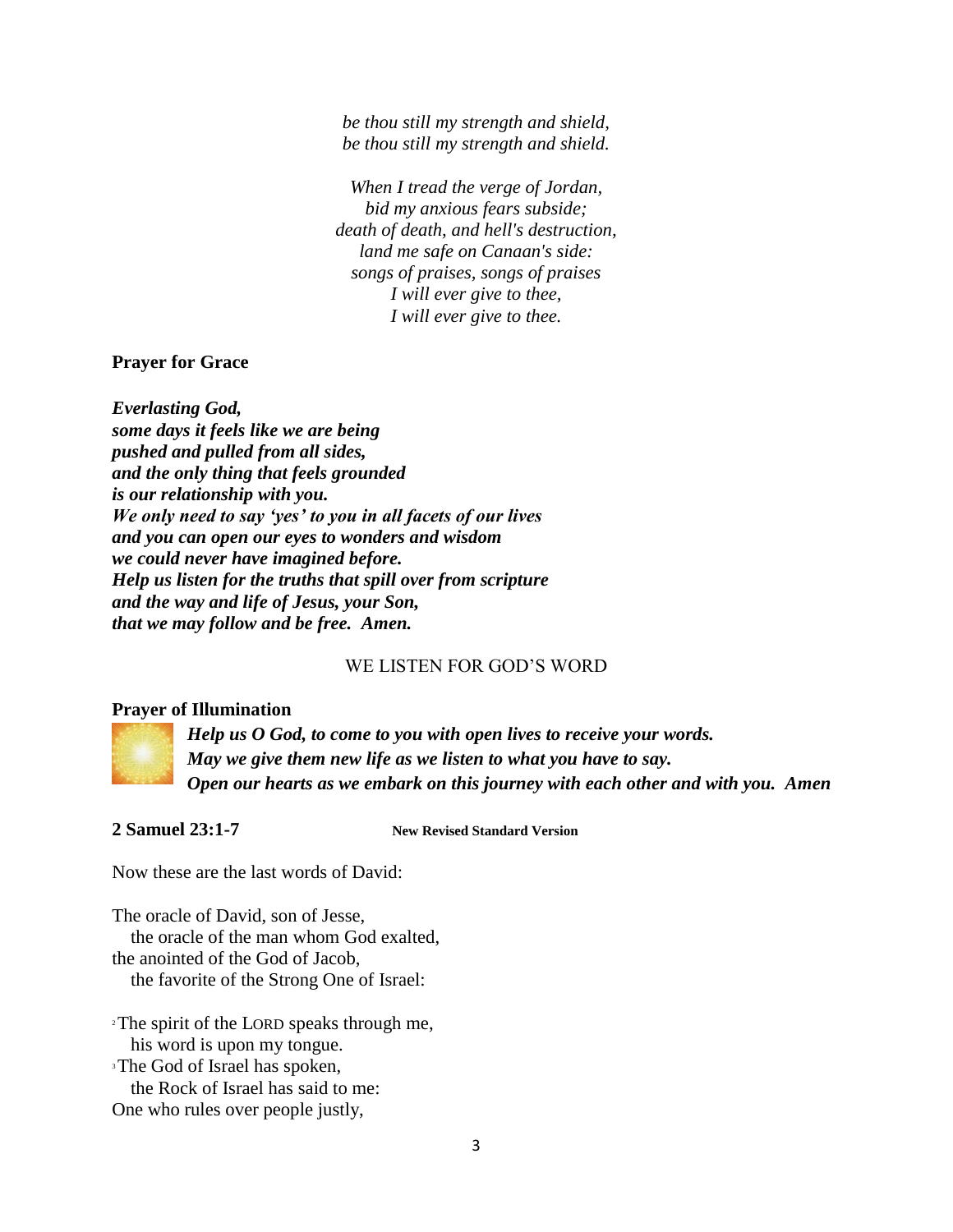*be thou still my strength and shield,*
*be thou still my strength and shield.*

*When I tread the verge of Jordan,*
*bid my anxious fears subside;*
*death of death, and hell's destruction,*
*land me safe on Canaan's side:*
*songs of praises, songs of praises*
*I will ever give to thee,*
*I will ever give to thee.*

**Prayer for Grace**

***Everlasting God,***
***some days it feels like we are being***
***pushed and pulled from all sides,***
***and the only thing that feels grounded***
***is our relationship with you.***
***We only need to say 'yes' to you in all facets of our lives***
***and you can open our eyes to wonders and wisdom***
***we could never have imagined before.***
***Help us listen for the truths that spill over from scripture***
***and the way and life of Jesus, your Son,***
***that we may follow and be free. Amen.***

WE LISTEN FOR GOD'S WORD

**Prayer of Illumination**

***Help us O God, to come to you with open lives to receive your words.***
***May we give them new life as we listen to what you have to say.***
***Open our hearts as we embark on this journey with each other and with you. Amen***

**2 Samuel 23:1-7** **New Revised Standard Version**

Now these are the last words of David:

The oracle of David, son of Jesse,
the oracle of the man whom God exalted,
the anointed of the God of Jacob,
the favorite of the Strong One of Israel:

[2] The spirit of the LORD speaks through me,
his word is upon my tongue.
[3] The God of Israel has spoken,
the Rock of Israel has said to me:
One who rules over people justly,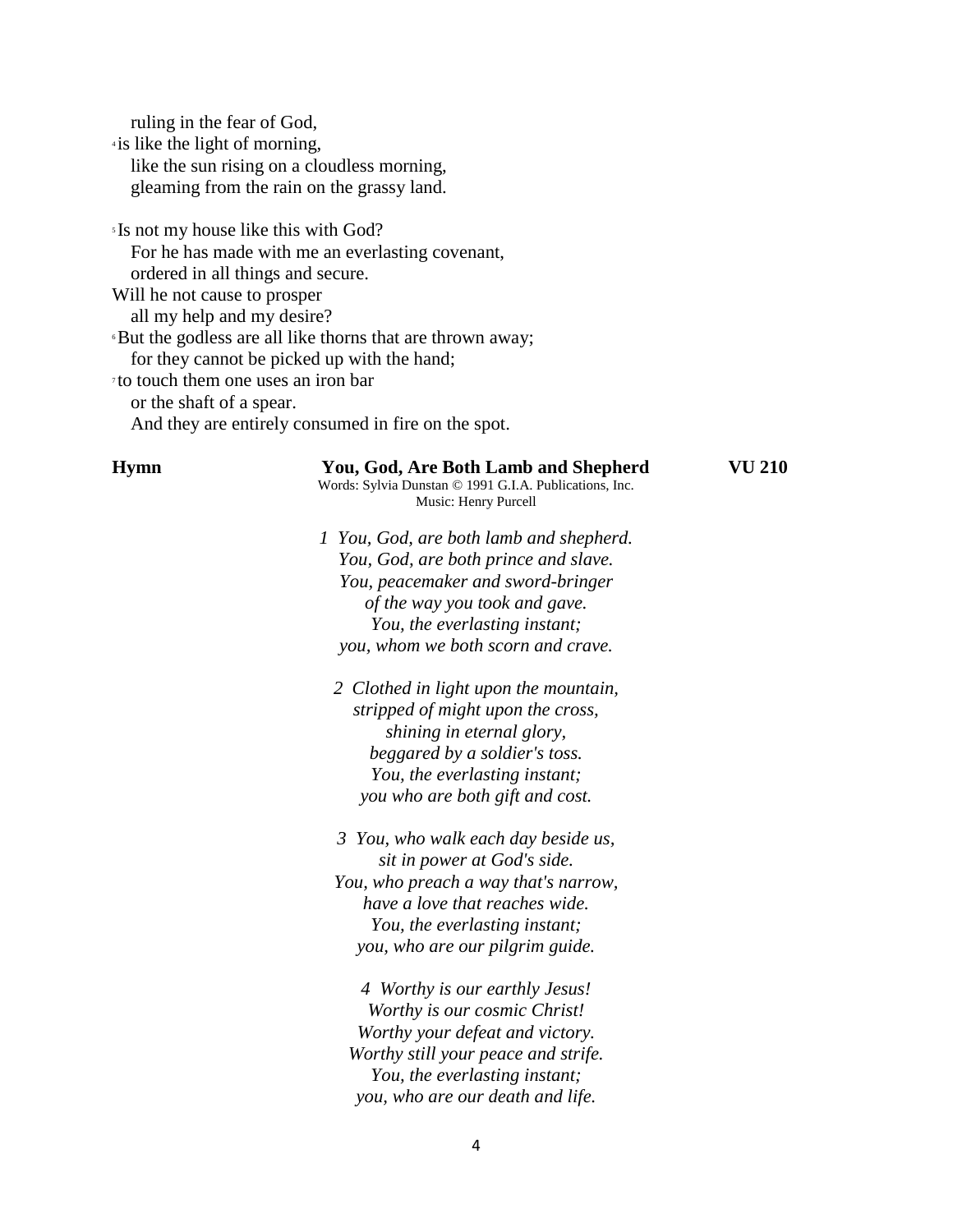ruling in the fear of God,
[4] is like the light of morning,
like the sun rising on a cloudless morning,
gleaming from the rain on the grassy land.

[5] Is not my house like this with God?
For he has made with me an everlasting covenant,
ordered in all things and secure.
Will he not cause to prosper
all my help and my desire?
[6] But the godless are all like thorns that are thrown away;
for they cannot be picked up with the hand;
[7] to touch them one uses an iron bar
or the shaft of a spear.
And they are entirely consumed in fire on the spot.

**Hymn** **You, God, Are Both Lamb and Shepherd** **VU 210**

Words: Sylvia Dunstan © 1991 G.I.A. Publications, Inc.
Music: Henry Purcell

*1 You, God, are both lamb and shepherd.*
*You, God, are both prince and slave.*
*You, peacemaker and sword-bringer*
*of the way you took and gave.*
*You, the everlasting instant;*
*you, whom we both scorn and crave.*

*2 Clothed in light upon the mountain,*
*stripped of might upon the cross,*
*shining in eternal glory,*
*beggared by a soldier's toss.*
*You, the everlasting instant;*
*you who are both gift and cost.*

*3 You, who walk each day beside us,*
*sit in power at God's side.*
*You, who preach a way that's narrow,*
*have a love that reaches wide.*
*You, the everlasting instant;*
*you, who are our pilgrim guide.*

*4 Worthy is our earthly Jesus!*
*Worthy is our cosmic Christ!*
*Worthy your defeat and victory.*
*Worthy still your peace and strife.*
*You, the everlasting instant;*
*you, who are our death and life.*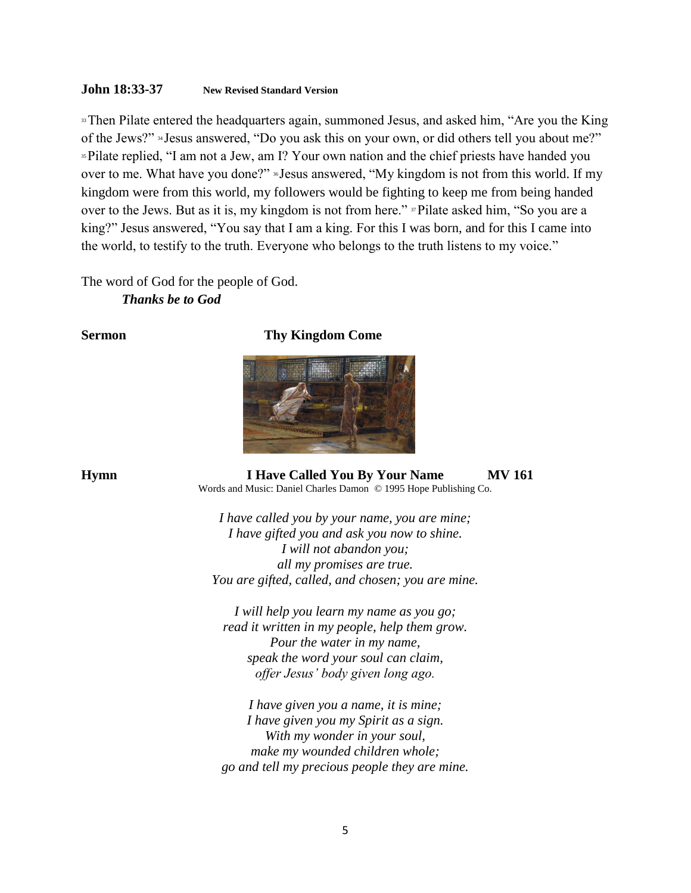**John 18:33-37** **New Revised Standard Version**

[33] Then Pilate entered the headquarters again, summoned Jesus, and asked him, "Are you the King of the Jews?" [34] Jesus answered, "Do you ask this on your own, or did others tell you about me?" [35] Pilate replied, "I am not a Jew, am I? Your own nation and the chief priests have handed you over to me. What have you done?" [36] Jesus answered, "My kingdom is not from this world. If my kingdom were from this world, my followers would be fighting to keep me from being handed over to the Jews. But as it is, my kingdom is not from here." [37] Pilate asked him, "So you are a king?" Jesus answered, "You say that I am a king. For this I was born, and for this I came into the world, to testify to the truth. Everyone who belongs to the truth listens to my voice."

The word of God for the people of God.
***Thanks be to God***

**Sermon** **Thy Kingdom Come**

**Hymn** **I Have Called You By Your Name** **MV 161**

Words and Music: Daniel Charles Damon © 1995 Hope Publishing Co.

*I have called you by your name, you are mine;*
*I have gifted you and ask you now to shine.*
*I will not abandon you;*
*all my promises are true.*
*You are gifted, called, and chosen; you are mine.*

*I will help you learn my name as you go;*
*read it written in my people, help them grow.*
*Pour the water in my name,*
*speak the word your soul can claim,*
*offer Jesus' body given long ago.*

*I have given you a name, it is mine;*
*I have given you my Spirit as a sign.*
*With my wonder in your soul,*
*make my wounded children whole;*
*go and tell my precious people they are mine.*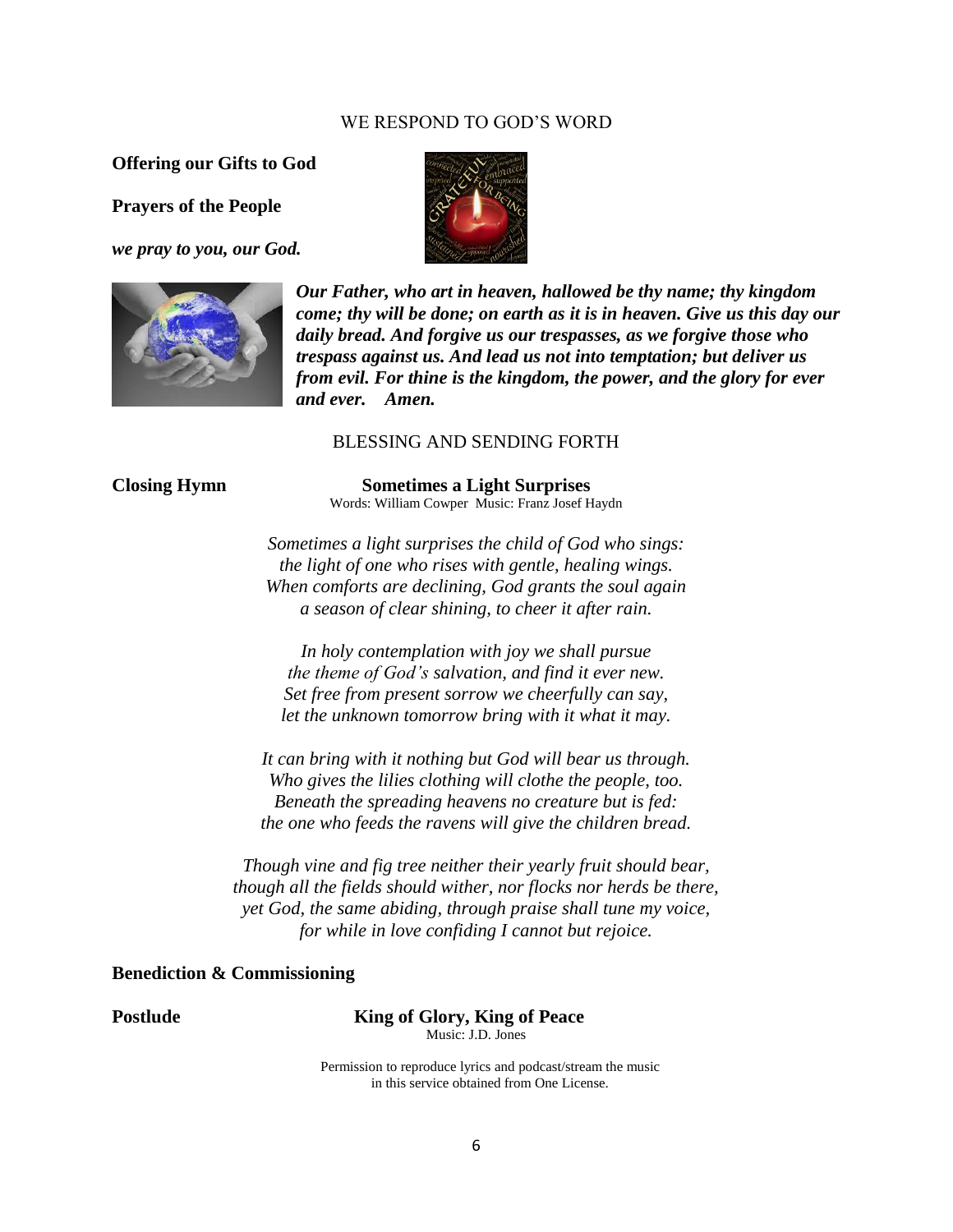## WE RESPOND TO GOD'S WORD

**Offering our Gifts to God**

**Prayers of the People**

***we pray to you, our God.***

***Our Father, who art in heaven, hallowed be thy name; thy kingdom come; thy will be done; on earth as it is in heaven. Give us this day our daily bread. And forgive us our trespasses, as we forgive those who trespass against us. And lead us not into temptation; but deliver us from evil. For thine is the kingdom, the power, and the glory for ever and ever. Amen.***

## BLESSING AND SENDING FORTH

**Closing Hymn** **Sometimes a Light Surprises**

Words: William Cowper Music: Franz Josef Haydn

*Sometimes a light surprises the child of God who sings:*
*the light of one who rises with gentle, healing wings.*
*When comforts are declining, God grants the soul again*
*a season of clear shining, to cheer it after rain.*

*In holy contemplation with joy we shall pursue*
*the theme of God's salvation, and find it ever new.*
*Set free from present sorrow we cheerfully can say,*
*let the unknown tomorrow bring with it what it may.*

*It can bring with it nothing but God will bear us through.*
*Who gives the lilies clothing will clothe the people, too.*
*Beneath the spreading heavens no creature but is fed:*
*the one who feeds the ravens will give the children bread.*

*Though vine and fig tree neither their yearly fruit should bear,*
*though all the fields should wither, nor flocks nor herds be there,*
*yet God, the same abiding, through praise shall tune my voice,*
*for while in love confiding I cannot but rejoice.*

**Benediction & Commissioning**

**Postlude** **King of Glory, King of Peace**

Music: J.D. Jones

Permission to reproduce lyrics and podcast/stream the music in this service obtained from One License.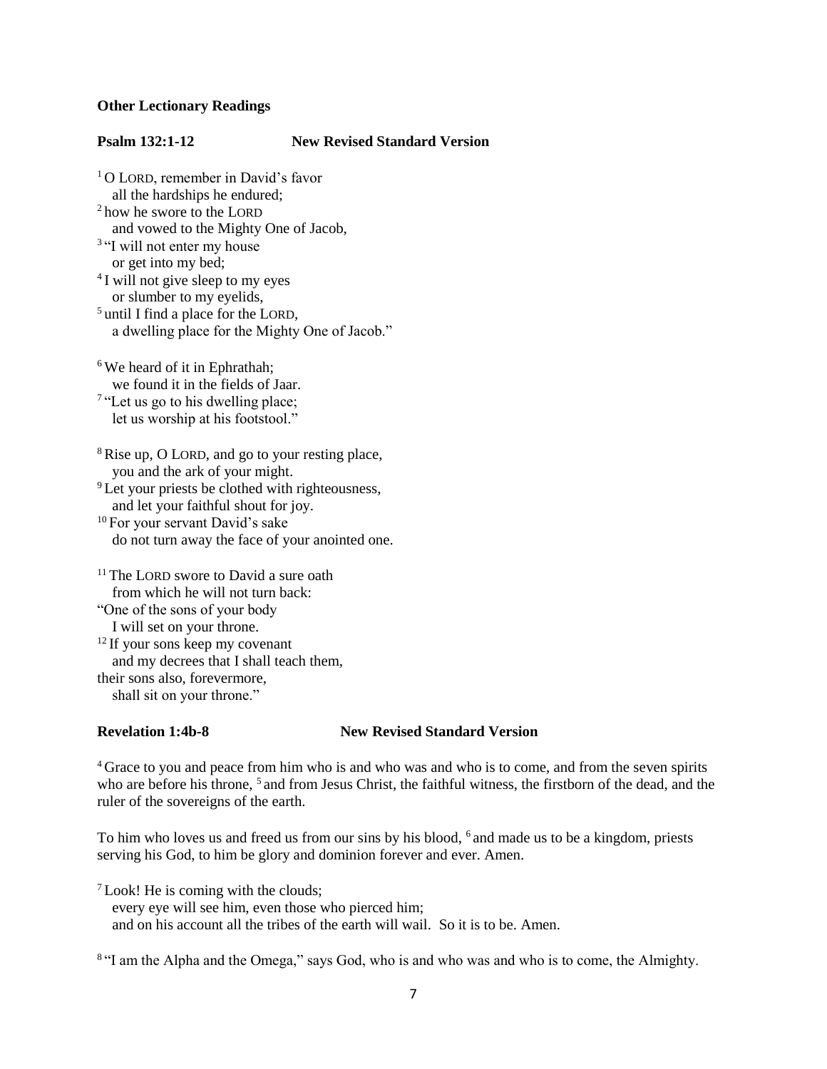**Other Lectionary Readings**

**Psalm 132:1-12** **New Revised Standard Version**

[1] O LORD, remember in David's favor
all the hardships he endured;
[2] how he swore to the LORD
and vowed to the Mighty One of Jacob,
[3] "I will not enter my house
or get into my bed;
[4] I will not give sleep to my eyes
or slumber to my eyelids,
[5] until I find a place for the LORD,
a dwelling place for the Mighty One of Jacob."

[6] We heard of it in Ephrathah;
we found it in the fields of Jaar.
[7] "Let us go to his dwelling place;
let us worship at his footstool."

[8] Rise up, O LORD, and go to your resting place,
you and the ark of your might.
[9] Let your priests be clothed with righteousness,
and let your faithful shout for joy.
[10] For your servant David's sake
do not turn away the face of your anointed one.

[11] The LORD swore to David a sure oath
from which he will not turn back:
"One of the sons of your body
I will set on your throne.
[12] If your sons keep my covenant
and my decrees that I shall teach them,
their sons also, forevermore,
shall sit on your throne."

**Revelation 1:4b-8** **New Revised Standard Version**

[4] Grace to you and peace from him who is and who was and who is to come, and from the seven spirits who are before his throne, [5] and from Jesus Christ, the faithful witness, the firstborn of the dead, and the ruler of the sovereigns of the earth.

To him who loves us and freed us from our sins by his blood, [6] and made us to be a kingdom, priests serving his God, to him be glory and dominion forever and ever. Amen.

[7] Look! He is coming with the clouds;
every eye will see him, even those who pierced him;
and on his account all the tribes of the earth will wail. So it is to be. Amen.

[8] "I am the Alpha and the Omega," says God, who is and who was and who is to come, the Almighty.